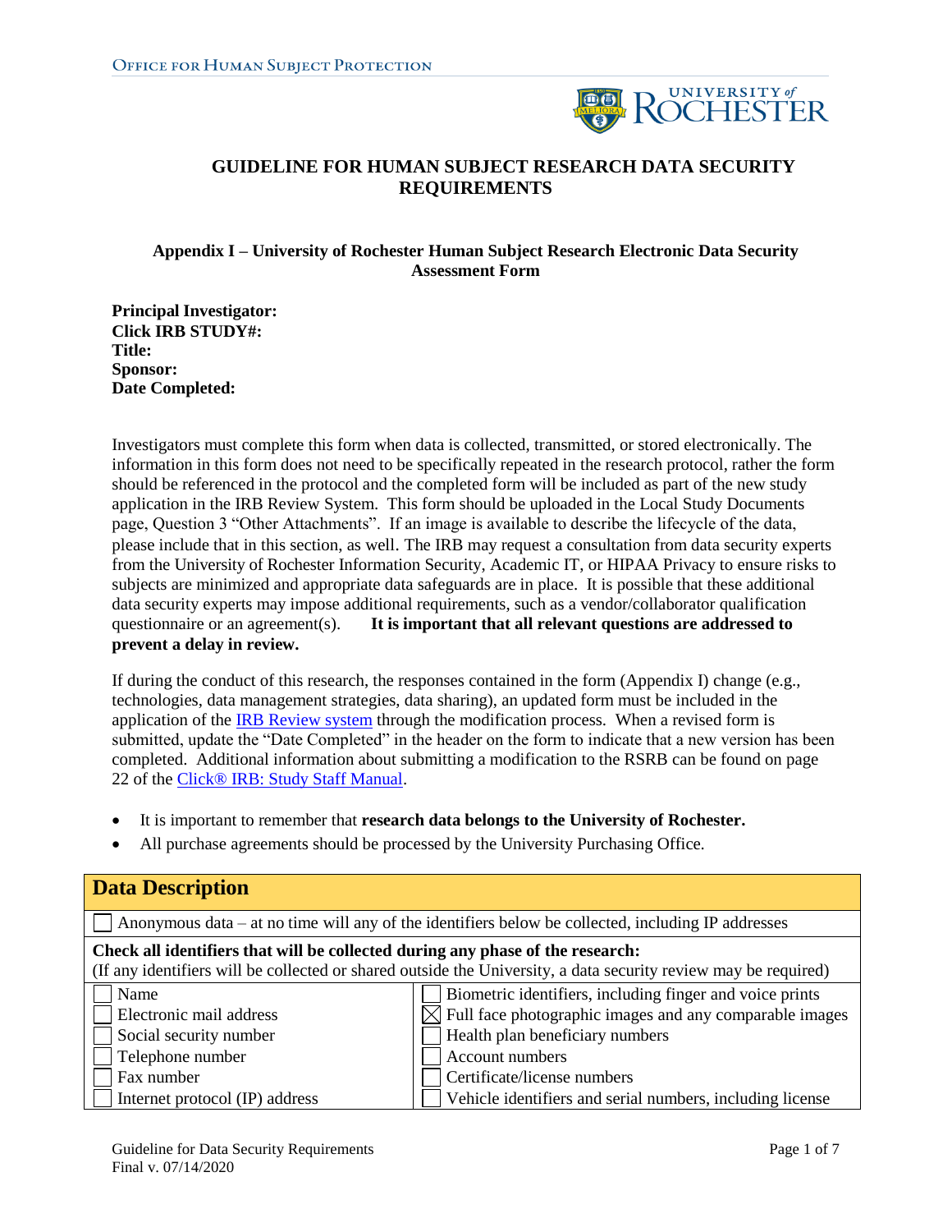# GUIDELINE FOR HUMAN SUBJECT RESEARCH DATA SECURITY REQUIREMENTS

### Appendix I – University of Rochester Human Subject Research Electronic Data Security Assessment Form

**Principal Investigator:**
**Click IRB STUDY#:**
**Title:**
**Sponsor:**
**Date Completed:**

Investigators must complete this form when data is collected, transmitted, or stored electronically. The information in this form does not need to be specifically repeated in the research protocol, rather the form should be referenced in the protocol and the completed form will be included as part of the new study application in the IRB Review System. This form should be uploaded in the Local Study Documents page, Question 3 "Other Attachments". If an image is available to describe the lifecycle of the data, please include that in this section, as well. The IRB may request a consultation from data security experts from the University of Rochester Information Security, Academic IT, or HIPAA Privacy to ensure risks to subjects are minimized and appropriate data safeguards are in place. It is possible that these additional data security experts may impose additional requirements, such as a vendor/collaborator qualification questionnaire or an agreement(s). **It is important that all relevant questions are addressed to prevent a delay in review.**

If during the conduct of this research, the responses contained in the form (Appendix I) change (e.g., technologies, data management strategies, data sharing), an updated form must be included in the application of the IRB Review system through the modification process. When a revised form is submitted, update the "Date Completed" in the header on the form to indicate that a new version has been completed. Additional information about submitting a modification to the RSRB can be found on page 22 of the Click® IRB: Study Staff Manual.

- It is important to remember that **research data belongs to the University of Rochester.**
- All purchase agreements should be processed by the University Purchasing Office.

| **Data Description** | |
|---|---|
| ☐ Anonymous data – at no time will any of the identifiers below be collected, including IP addresses | |
| **Check all identifiers that will be collected during any phase of the research:** (If any identifiers will be collected or shared outside the University, a data security review may be required) | |
| ☐ Name | ☐ Biometric identifiers, including finger and voice prints |
| ☐ Electronic mail address | ☒ Full face photographic images and any comparable images |
| ☐ Social security number | ☐ Health plan beneficiary numbers |
| ☐ Telephone number | ☐ Account numbers |
| ☐ Fax number | ☐ Certificate/license numbers |
| ☐ Internet protocol (IP) address | ☐ Vehicle identifiers and serial numbers, including license |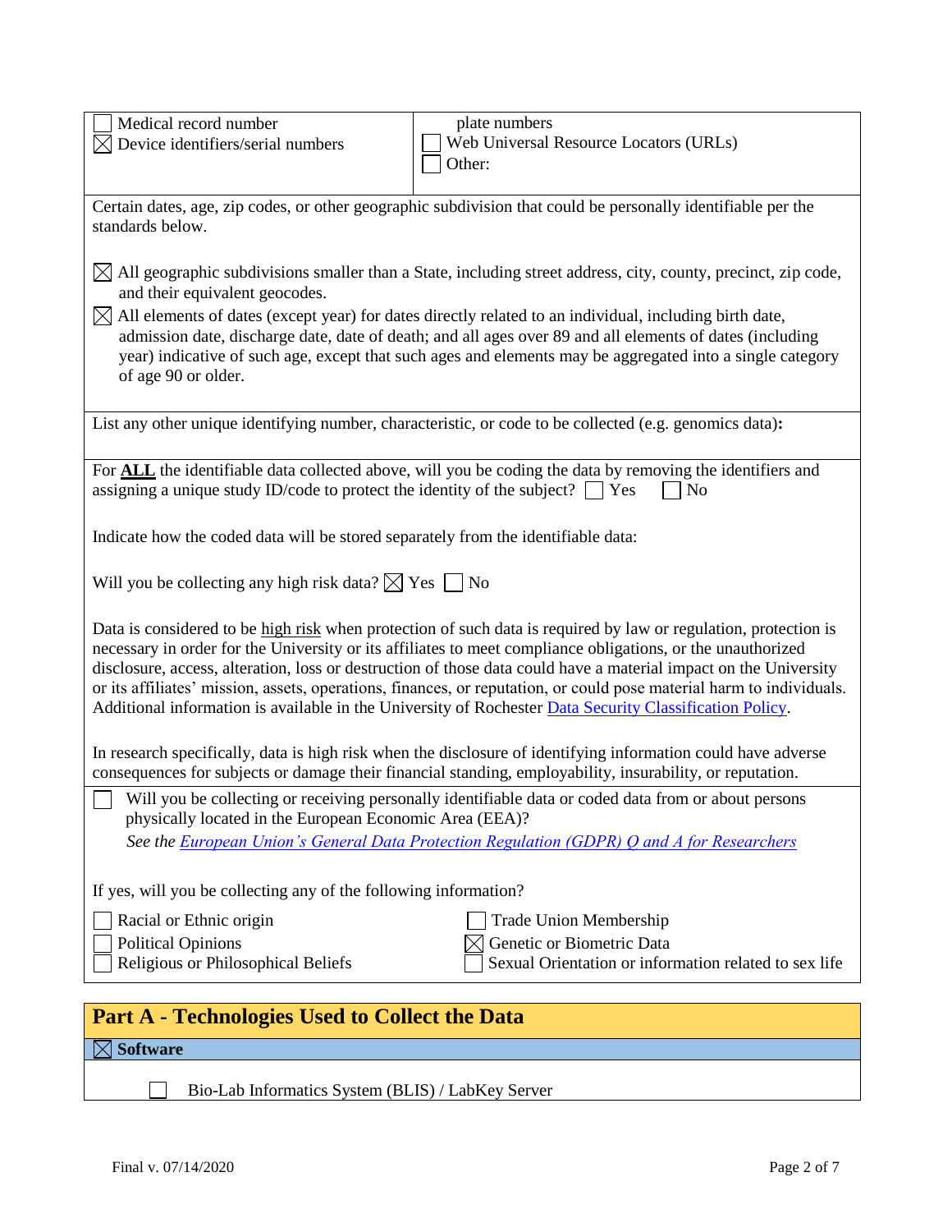| | |
|---|---|
| ☐ Medical record number<br>☒ Device identifiers/serial numbers | plate numbers<br>☐ Web Universal Resource Locators (URLs)<br>☐ Other: |

Certain dates, age, zip codes, or other geographic subdivision that could be personally identifiable per the standards below.

☒ All geographic subdivisions smaller than a State, including street address, city, county, precinct, zip code, and their equivalent geocodes.

☒ All elements of dates (except year) for dates directly related to an individual, including birth date, admission date, discharge date, date of death; and all ages over 89 and all elements of dates (including year) indicative of such age, except that such ages and elements may be aggregated into a single category of age 90 or older.

List any other unique identifying number, characteristic, or code to be collected (e.g. genomics data)**:**

For **ALL** the identifiable data collected above, will you be coding the data by removing the identifiers and assigning a unique study ID/code to protect the identity of the subject? ☐ Yes ☐ No

Indicate how the coded data will be stored separately from the identifiable data:

Will you be collecting any high risk data? ☒ Yes ☐ No

Data is considered to be high risk when protection of such data is required by law or regulation, protection is necessary in order for the University or its affiliates to meet compliance obligations, or the unauthorized disclosure, access, alteration, loss or destruction of those data could have a material impact on the University or its affiliates' mission, assets, operations, finances, or reputation, or could pose material harm to individuals. Additional information is available in the University of Rochester Data Security Classification Policy.

In research specifically, data is high risk when the disclosure of identifying information could have adverse consequences for subjects or damage their financial standing, employability, insurability, or reputation.

☐ Will you be collecting or receiving personally identifiable data or coded data from or about persons physically located in the European Economic Area (EEA)?
*See the European Union's General Data Protection Regulation (GDPR) Q and A for Researchers*

If yes, will you be collecting any of the following information?

| | |
|---|---|
| ☐ Racial or Ethnic origin | ☐ Trade Union Membership |
| ☐ Political Opinions | ☒ Genetic or Biometric Data |
| ☐ Religious or Philosophical Beliefs | ☐ Sexual Orientation or information related to sex life |

## Part A - Technologies Used to Collect the Data

### ☒ Software

☐ Bio-Lab Informatics System (BLIS) / LabKey Server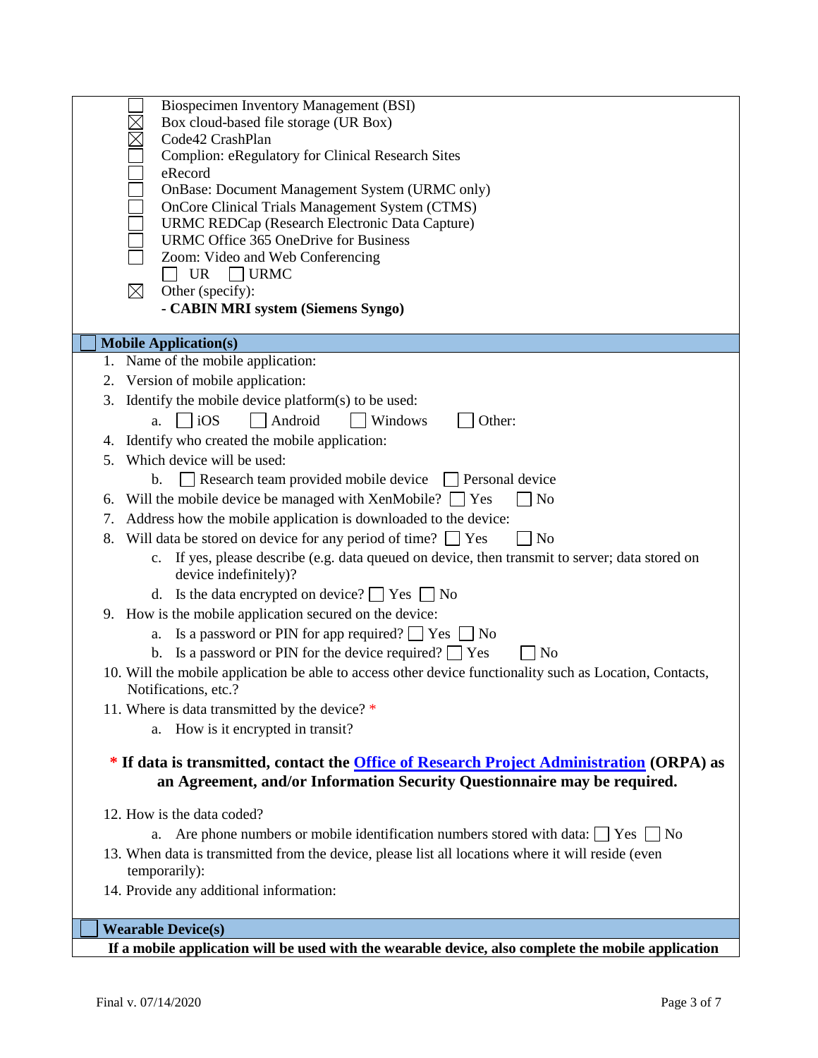- ☐ Biospecimen Inventory Management (BSI)
- ☒ Box cloud-based file storage (UR Box)
- ☒ Code42 CrashPlan
- ☐ Complion: eRegulatory for Clinical Research Sites
- ☐ eRecord
- ☐ OnBase: Document Management System (URMC only)
- ☐ OnCore Clinical Trials Management System (CTMS)
- ☐ URMC REDCap (Research Electronic Data Capture)
- ☐ URMC Office 365 OneDrive for Business
- ☐ Zoom: Video and Web Conferencing
  - ☐ UR ☐ URMC
- ☒ Other (specify):
  - **- CABIN MRI system (Siemens Syngo)**

## ☐ Mobile Application(s)

1. Name of the mobile application:
2. Version of mobile application:
3. Identify the mobile device platform(s) to be used:
   a. ☐ iOS ☐ Android ☐ Windows ☐ Other:
4. Identify who created the mobile application:
5. Which device will be used:
   b. ☐ Research team provided mobile device ☐ Personal device
6. Will the mobile device be managed with XenMobile? ☐ Yes ☐ No
7. Address how the mobile application is downloaded to the device:
8. Will data be stored on device for any period of time? ☐ Yes ☐ No
   c. If yes, please describe (e.g. data queued on device, then transmit to server; data stored on device indefinitely)?
   d. Is the data encrypted on device? ☐ Yes ☐ No
9. How is the mobile application secured on the device:
   a. Is a password or PIN for app required? ☐ Yes ☐ No
   b. Is a password or PIN for the device required? ☐ Yes ☐ No
10. Will the mobile application be able to access other device functionality such as Location, Contacts, Notifications, etc.?
11. Where is data transmitted by the device? *
    a. How is it encrypted in transit?

**\* If data is transmitted, contact the [Office of Research Project Administration](#) (ORPA) as an Agreement, and/or Information Security Questionnaire may be required.**

12. How is the data coded?
    a. Are phone numbers or mobile identification numbers stored with data: ☐ Yes ☐ No
13. When data is transmitted from the device, please list all locations where it will reside (even temporarily):
14. Provide any additional information:

## ☐ Wearable Device(s)

**If a mobile application will be used with the wearable device, also complete the mobile application**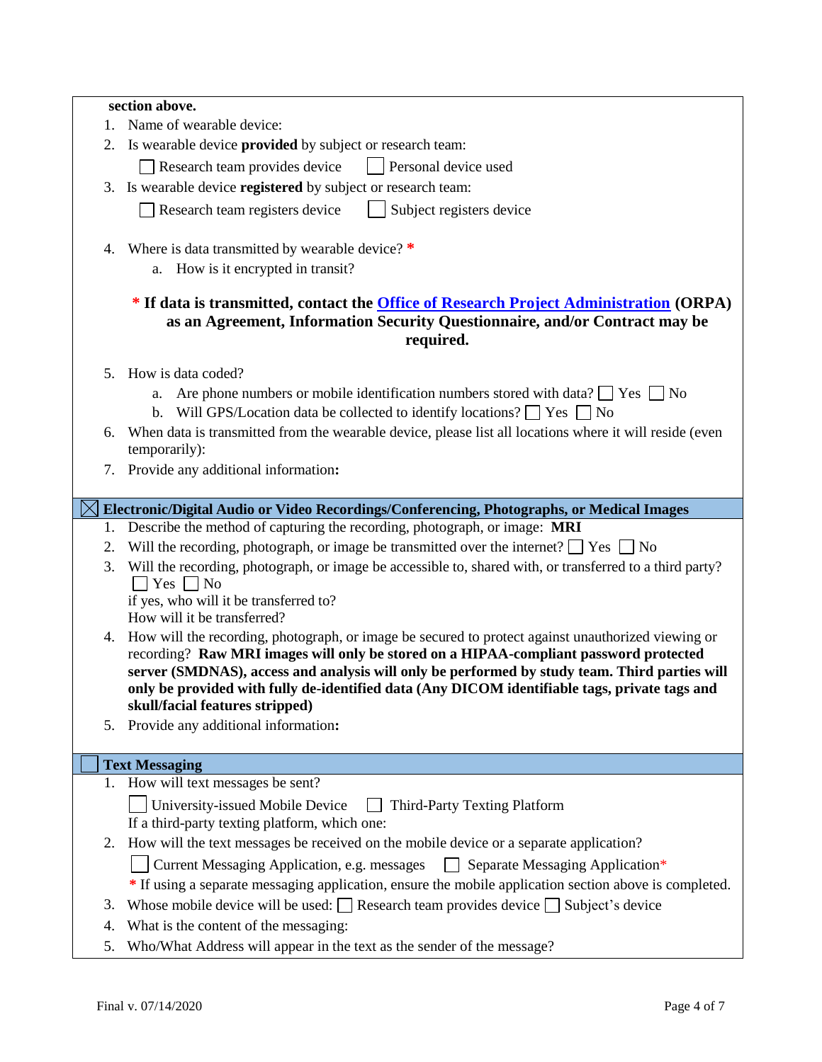**section above.**

1. Name of wearable device:
2. Is wearable device **provided** by subject or research team:

   ☐ Research team provides device ☐ Personal device used
3. Is wearable device **registered** by subject or research team:

   ☐ Research team registers device ☐ Subject registers device

4. Where is data transmitted by wearable device? *
   a. How is it encrypted in transit?

   **\* If data is transmitted, contact the [Office of Research Project Administration](#) (ORPA) as an Agreement, Information Security Questionnaire, and/or Contract may be required.**

5. How is data coded?
   a. Are phone numbers or mobile identification numbers stored with data? ☐ Yes ☐ No
   b. Will GPS/Location data be collected to identify locations? ☐ Yes ☐ No
6. When data is transmitted from the wearable device, please list all locations where it will reside (even temporarily):
7. Provide any additional information**:**

## ☒ Electronic/Digital Audio or Video Recordings/Conferencing, Photographs, or Medical Images

1. Describe the method of capturing the recording, photograph, or image: **MRI**
2. Will the recording, photograph, or image be transmitted over the internet? ☐ Yes ☐ No
3. Will the recording, photograph, or image be accessible to, shared with, or transferred to a third party? ☐ Yes ☐ No

   if yes, who will it be transferred to?

   How will it be transferred?
4. How will the recording, photograph, or image be secured to protect against unauthorized viewing or recording? **Raw MRI images will only be stored on a HIPAA-compliant password protected server (SMDNAS), access and analysis will only be performed by study team. Third parties will only be provided with fully de-identified data (Any DICOM identifiable tags, private tags and skull/facial features stripped)**
5. Provide any additional information**:**

## ☐ Text Messaging

1. How will text messages be sent?

   ☐ University-issued Mobile Device ☐ Third-Party Texting Platform

   If a third-party texting platform, which one:
2. How will the text messages be received on the mobile device or a separate application?

   ☐ Current Messaging Application, e.g. messages ☐ Separate Messaging Application*

   \* If using a separate messaging application, ensure the mobile application section above is completed.
3. Whose mobile device will be used: ☐ Research team provides device ☐ Subject's device
4. What is the content of the messaging:
5. Who/What Address will appear in the text as the sender of the message?

Final v. 07/14/2020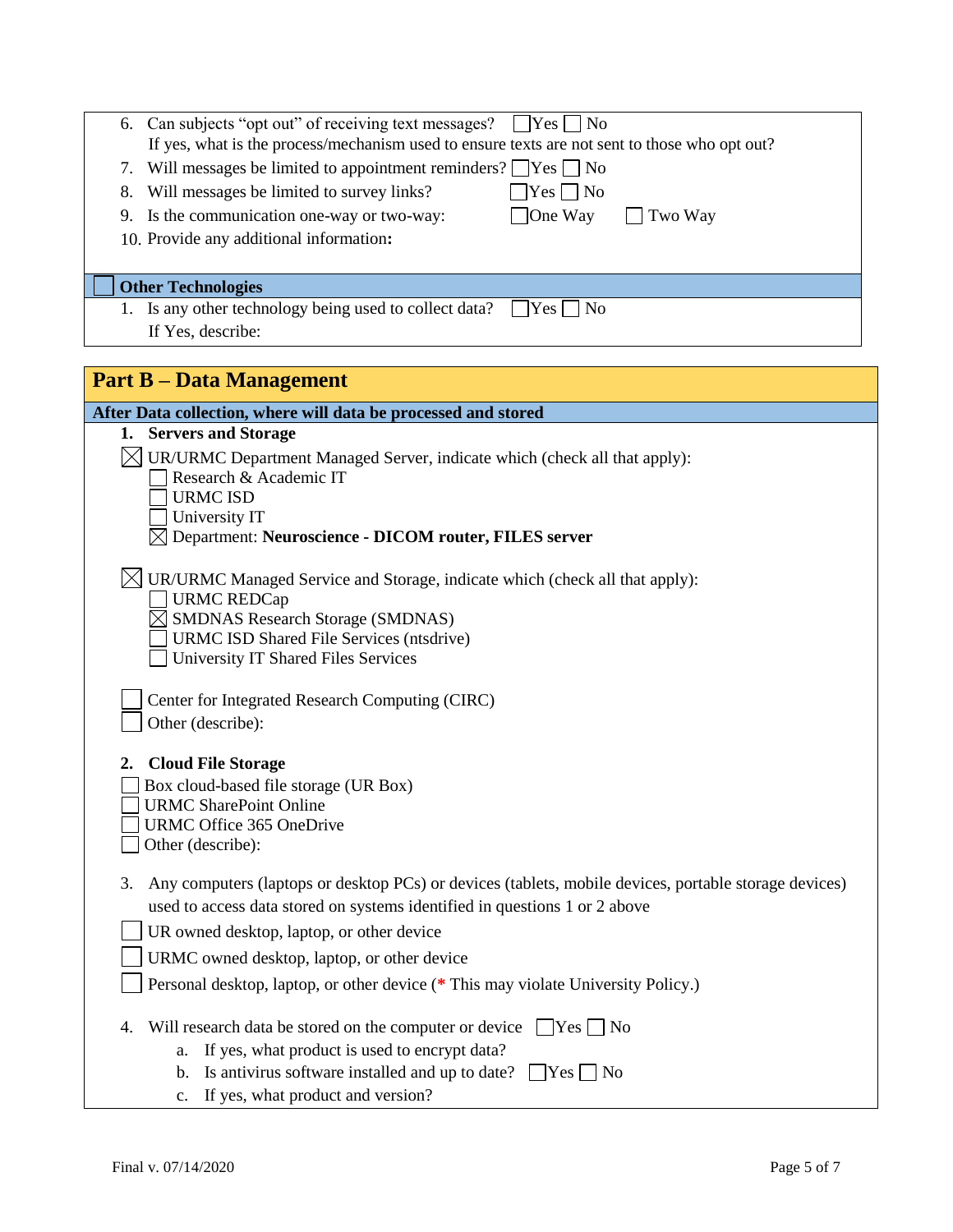6. Can subjects "opt out" of receiving text messages? ☐ Yes ☐ No
   If yes, what is the process/mechanism used to ensure texts are not sent to those who opt out?
7. Will messages be limited to appointment reminders? ☐ Yes ☐ No
8. Will messages be limited to survey links? ☐ Yes ☐ No
9. Is the communication one-way or two-way: ☐ One Way ☐ Two Way
10. Provide any additional information**:**

### ☐ Other Technologies

1. Is any other technology being used to collect data? ☐ Yes ☐ No
   If Yes, describe:

## Part B – Data Management

### After Data collection, where will data be processed and stored

**1. Servers and Storage**

☒ UR/URMC Department Managed Server, indicate which (check all that apply):
- ☐ Research & Academic IT
- ☐ URMC ISD
- ☐ University IT
- ☒ Department: **Neuroscience - DICOM router, FILES server**

☒ UR/URMC Managed Service and Storage, indicate which (check all that apply):
- ☐ URMC REDCap
- ☒ SMDNAS Research Storage (SMDNAS)
- ☐ URMC ISD Shared File Services (ntsdrive)
- ☐ University IT Shared Files Services

☐ Center for Integrated Research Computing (CIRC)
☐ Other (describe):

**2. Cloud File Storage**

☐ Box cloud-based file storage (UR Box)
☐ URMC SharePoint Online
☐ URMC Office 365 OneDrive
☐ Other (describe):

3. Any computers (laptops or desktop PCs) or devices (tablets, mobile devices, portable storage devices) used to access data stored on systems identified in questions 1 or 2 above

☐ UR owned desktop, laptop, or other device
☐ URMC owned desktop, laptop, or other device
☐ Personal desktop, laptop, or other device (* This may violate University Policy.)

4. Will research data be stored on the computer or device ☐ Yes ☐ No
   a. If yes, what product is used to encrypt data?
   b. Is antivirus software installed and up to date? ☐ Yes ☐ No
   c. If yes, what product and version?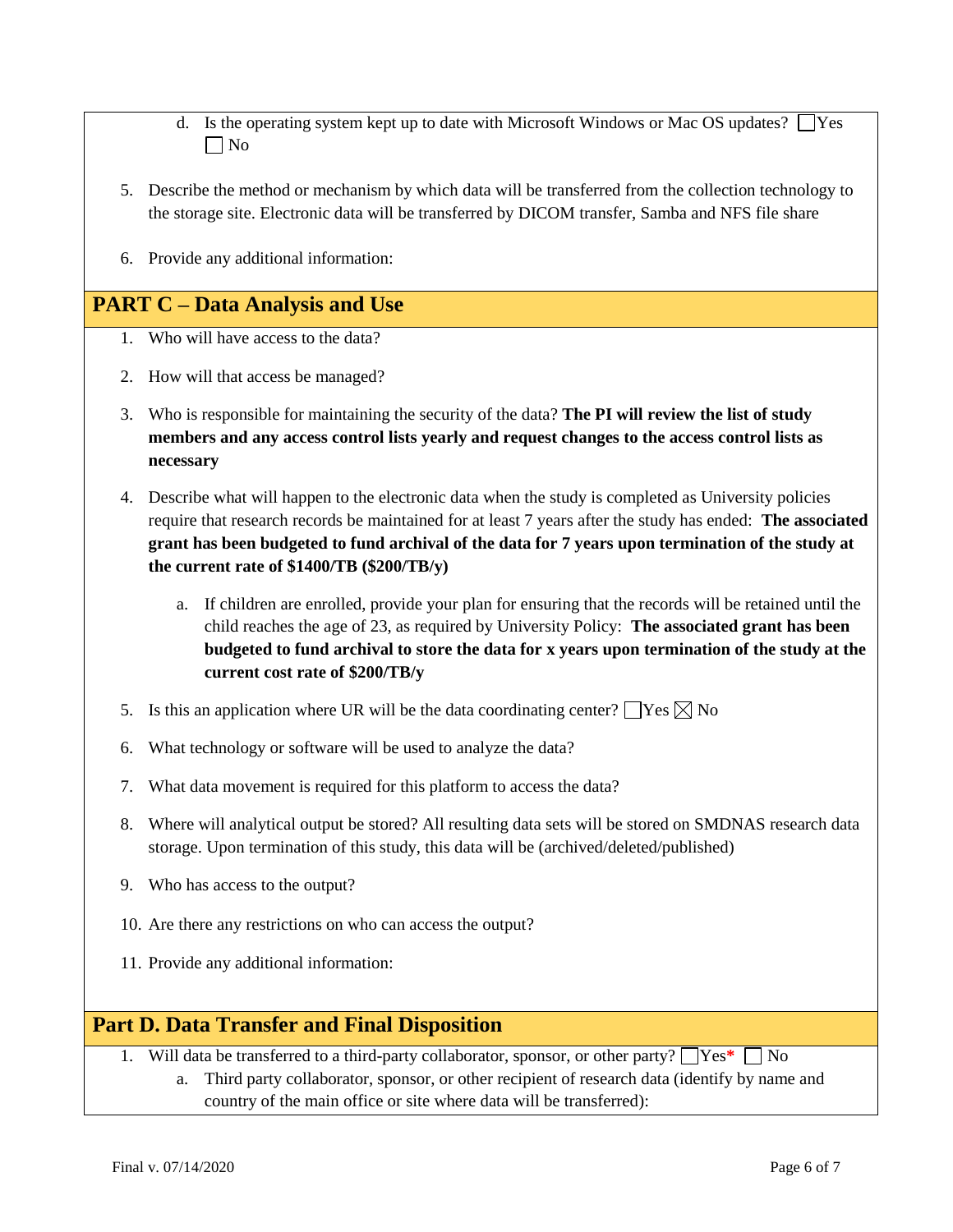d. Is the operating system kept up to date with Microsoft Windows or Mac OS updates? ☐ Yes ☐ No

5. Describe the method or mechanism by which data will be transferred from the collection technology to the storage site. Electronic data will be transferred by DICOM transfer, Samba and NFS file share

6. Provide any additional information:

## PART C – Data Analysis and Use

1. Who will have access to the data?

2. How will that access be managed?

3. Who is responsible for maintaining the security of the data? **The PI will review the list of study members and any access control lists yearly and request changes to the access control lists as necessary**

4. Describe what will happen to the electronic data when the study is completed as University policies require that research records be maintained for at least 7 years after the study has ended: **The associated grant has been budgeted to fund archival of the data for 7 years upon termination of the study at the current rate of $1400/TB ($200/TB/y)**

    a. If children are enrolled, provide your plan for ensuring that the records will be retained until the child reaches the age of 23, as required by University Policy: **The associated grant has been budgeted to fund archival to store the data for x years upon termination of the study at the current cost rate of $200/TB/y**

5. Is this an application where UR will be the data coordinating center? ☐ Yes ☒ No

6. What technology or software will be used to analyze the data?

7. What data movement is required for this platform to access the data?

8. Where will analytical output be stored? All resulting data sets will be stored on SMDNAS research data storage. Upon termination of this study, this data will be (archived/deleted/published)

9. Who has access to the output?

10. Are there any restrictions on who can access the output?

11. Provide any additional information:

## Part D. Data Transfer and Final Disposition

1. Will data be transferred to a third-party collaborator, sponsor, or other party? ☐ Yes* ☐ No

    a. Third party collaborator, sponsor, or other recipient of research data (identify by name and country of the main office or site where data will be transferred):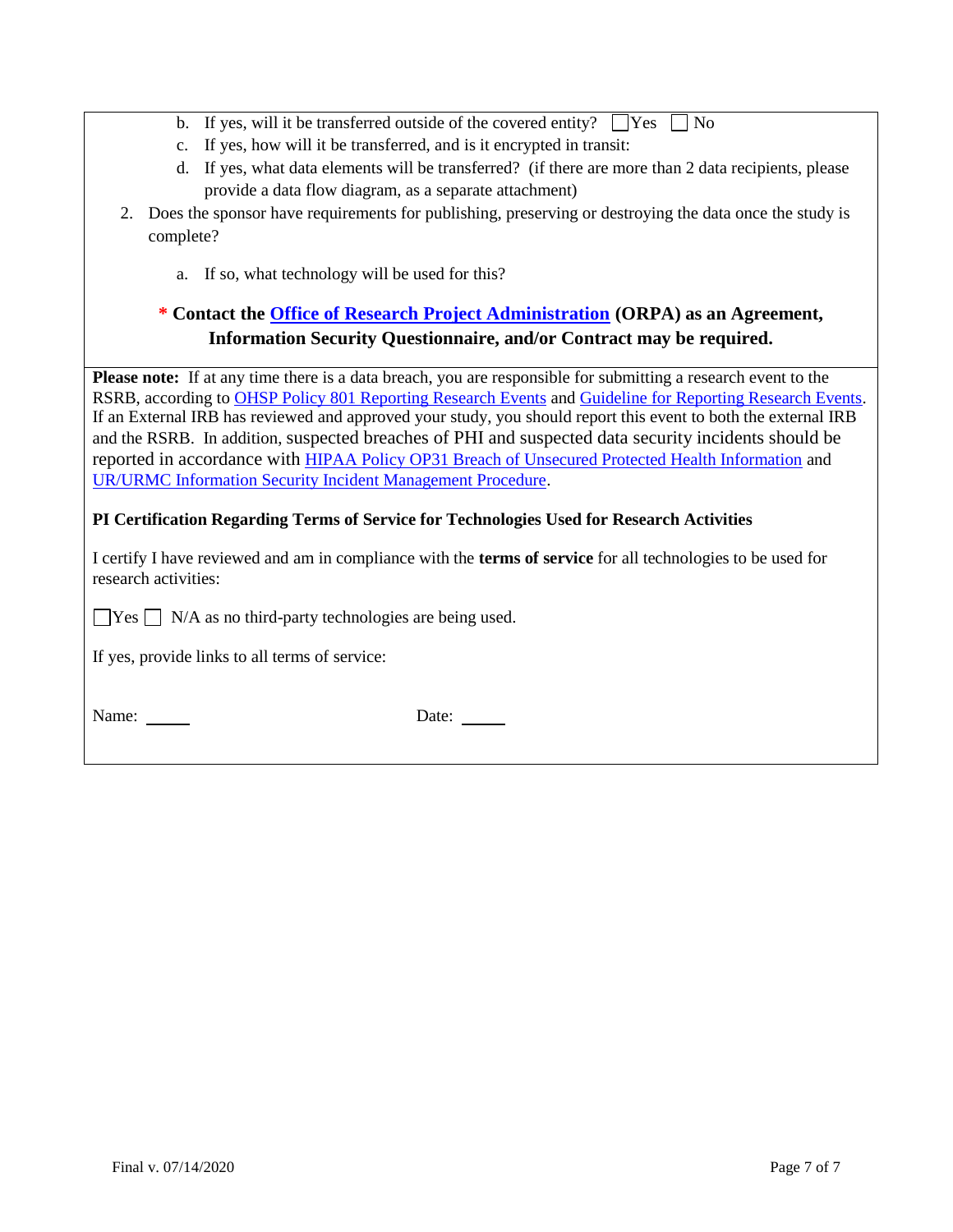b. If yes, will it be transferred outside of the covered entity? ☐ Yes ☐ No

c. If yes, how will it be transferred, and is it encrypted in transit:

d. If yes, what data elements will be transferred? (if there are more than 2 data recipients, please provide a data flow diagram, as a separate attachment)

2. Does the sponsor have requirements for publishing, preserving or destroying the data once the study is complete?

   a. If so, what technology will be used for this?

**\* Contact the Office of Research Project Administration (ORPA) as an Agreement, Information Security Questionnaire, and/or Contract may be required.**

**Please note:** If at any time there is a data breach, you are responsible for submitting a research event to the RSRB, according to OHSP Policy 801 Reporting Research Events and Guideline for Reporting Research Events. If an External IRB has reviewed and approved your study, you should report this event to both the external IRB and the RSRB. In addition, suspected breaches of PHI and suspected data security incidents should be reported in accordance with HIPAA Policy OP31 Breach of Unsecured Protected Health Information and UR/URMC Information Security Incident Management Procedure.

**PI Certification Regarding Terms of Service for Technologies Used for Research Activities**

I certify I have reviewed and am in compliance with the **terms of service** for all technologies to be used for research activities:

☐ Yes ☐ N/A as no third-party technologies are being used.

If yes, provide links to all terms of service:

Name: _____ Date: _____

Final v. 07/14/2020